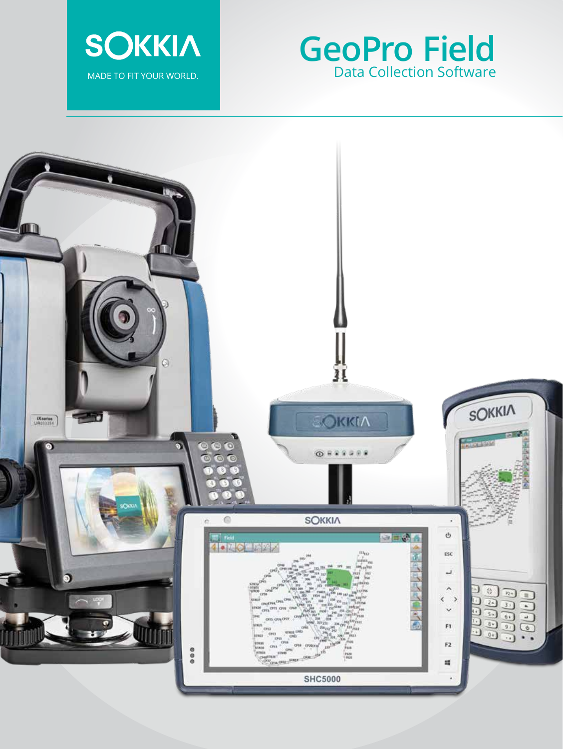SOKKIA

MADE TO FIT YOUR WORLD.

# GeoPro Field

## Data Collection Software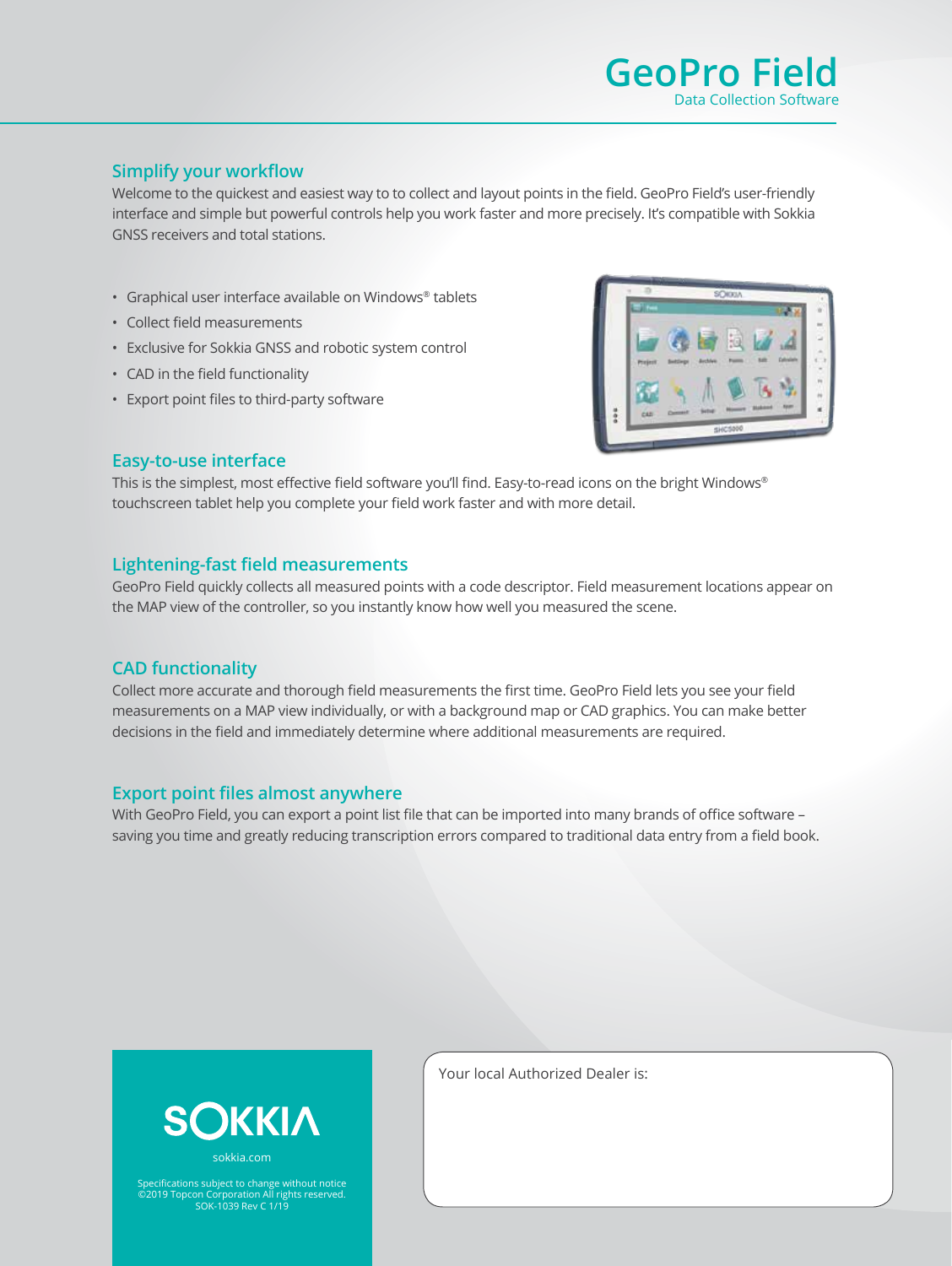# GeoPro Field

Data Collection Software

## Simplify your workflow

Welcome to the quickest and easiest way to to collect and layout points in the field. GeoPro Field's user-friendly interface and simple but powerful controls help you work faster and more precisely. It's compatible with Sokkia GNSS receivers and total stations.

- Graphical user interface available on Windows® tablets
- Collect field measurements
- Exclusive for Sokkia GNSS and robotic system control
- CAD in the field functionality
- Export point files to third-party software

## Easy-to-use interface

This is the simplest, most effective field software you'll find. Easy-to-read icons on the bright Windows® touchscreen tablet help you complete your field work faster and with more detail.

## Lightening-fast field measurements

GeoPro Field quickly collects all measured points with a code descriptor. Field measurement locations appear on the MAP view of the controller, so you instantly know how well you measured the scene.

## CAD functionality

Collect more accurate and thorough field measurements the first time. GeoPro Field lets you see your field measurements on a MAP view individually, or with a background map or CAD graphics. You can make better decisions in the field and immediately determine where additional measurements are required.

## Export point files almost anywhere

With GeoPro Field, you can export a point list file that can be imported into many brands of office software – saving you time and greatly reducing transcription errors compared to traditional data entry from a field book.

SOKKIA

sokkia.com

Specifications subject to change without notice
©2019 Topcon Corporation All rights reserved.
SOK-1039 Rev C 1/19

Your local Authorized Dealer is: